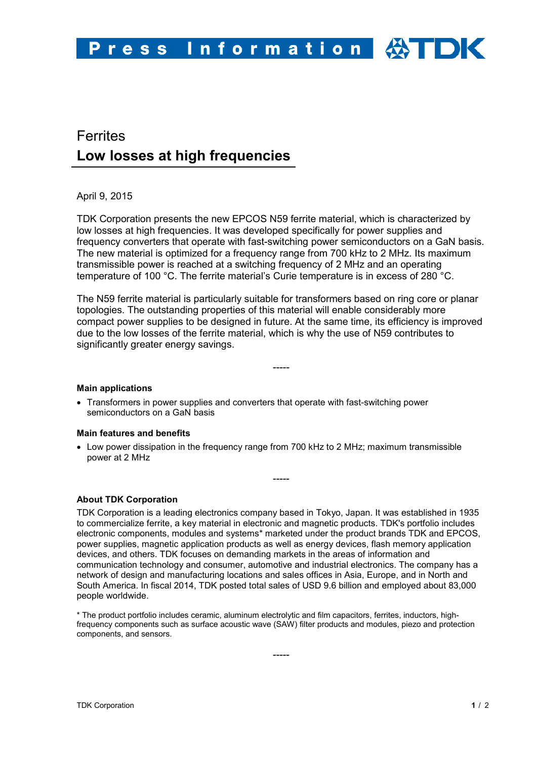# Press Information

## Ferrites
# Low losses at high frequencies

April 9, 2015

TDK Corporation presents the new EPCOS N59 ferrite material, which is characterized by low losses at high frequencies. It was developed specifically for power supplies and frequency converters that operate with fast-switching power semiconductors on a GaN basis. The new material is optimized for a frequency range from 700 kHz to 2 MHz. Its maximum transmissible power is reached at a switching frequency of 2 MHz and an operating temperature of 100 °C. The ferrite material's Curie temperature is in excess of 280 °C.

The N59 ferrite material is particularly suitable for transformers based on ring core or planar topologies. The outstanding properties of this material will enable considerably more compact power supplies to be designed in future. At the same time, its efficiency is improved due to the low losses of the ferrite material, which is why the use of N59 contributes to significantly greater energy savings.

-----

**Main applications**

- Transformers in power supplies and converters that operate with fast-switching power semiconductors on a GaN basis

**Main features and benefits**

- Low power dissipation in the frequency range from 700 kHz to 2 MHz; maximum transmissible power at 2 MHz

-----

**About TDK Corporation**

TDK Corporation is a leading electronics company based in Tokyo, Japan. It was established in 1935 to commercialize ferrite, a key material in electronic and magnetic products. TDK's portfolio includes electronic components, modules and systems* marketed under the product brands TDK and EPCOS, power supplies, magnetic application products as well as energy devices, flash memory application devices, and others. TDK focuses on demanding markets in the areas of information and communication technology and consumer, automotive and industrial electronics. The company has a network of design and manufacturing locations and sales offices in Asia, Europe, and in North and South America. In fiscal 2014, TDK posted total sales of USD 9.6 billion and employed about 83,000 people worldwide.

* The product portfolio includes ceramic, aluminum electrolytic and film capacitors, ferrites, inductors, high-frequency components such as surface acoustic wave (SAW) filter products and modules, piezo and protection components, and sensors.

-----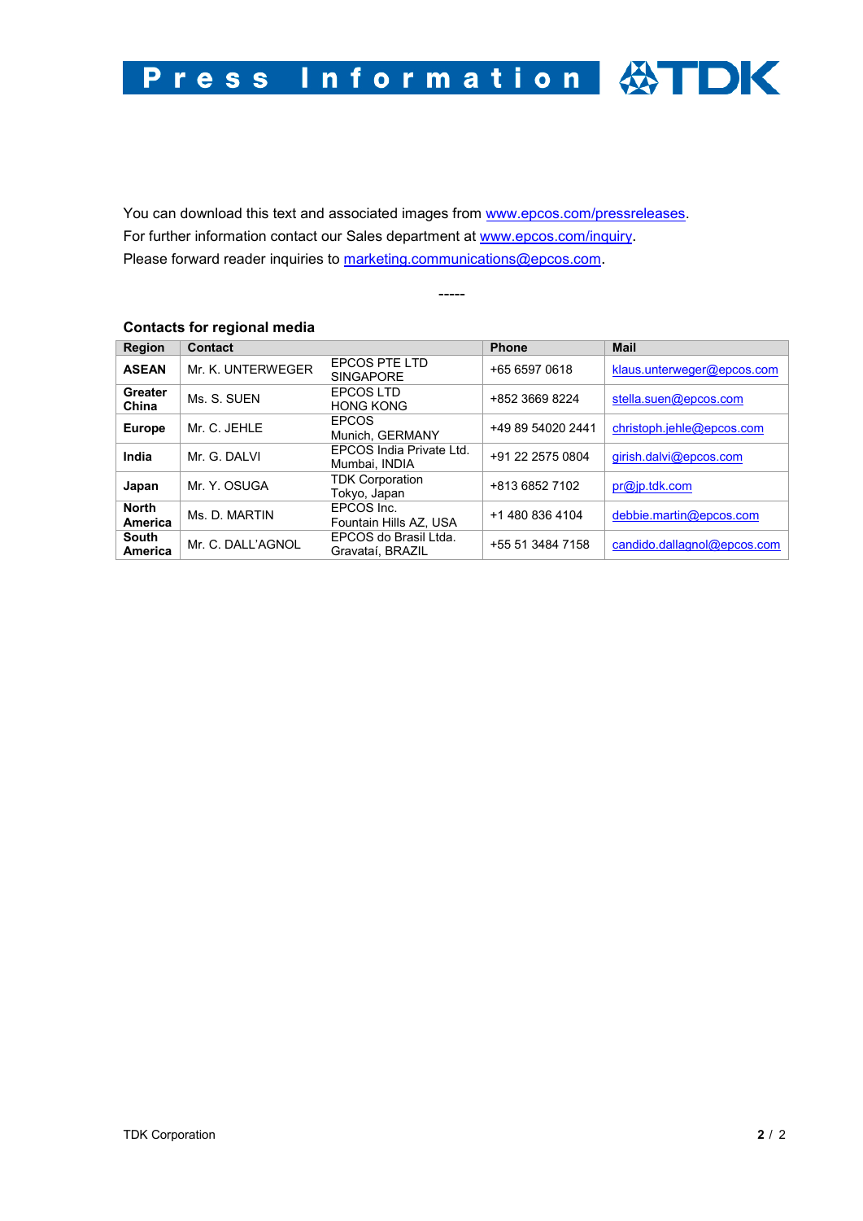You can download this text and associated images from www.epcos.com/pressreleases.
For further information contact our Sales department at www.epcos.com/inquiry.
Please forward reader inquiries to marketing.communications@epcos.com.

-----

**Contacts for regional media**

| Region | Contact | | Phone | Mail |
|---|---|---|---|---|
| **ASEAN** | Mr. K. UNTERWEGER | EPCOS PTE LTD SINGAPORE | +65 6597 0618 | klaus.unterweger@epcos.com |
| **Greater China** | Ms. S. SUEN | EPCOS LTD HONG KONG | +852 3669 8224 | stella.suen@epcos.com |
| **Europe** | Mr. C. JEHLE | EPCOS Munich, GERMANY | +49 89 54020 2441 | christoph.jehle@epcos.com |
| **India** | Mr. G. DALVI | EPCOS India Private Ltd. Mumbai, INDIA | +91 22 2575 0804 | girish.dalvi@epcos.com |
| **Japan** | Mr. Y. OSUGA | TDK Corporation Tokyo, Japan | +813 6852 7102 | pr@jp.tdk.com |
| **North America** | Ms. D. MARTIN | EPCOS Inc. Fountain Hills AZ, USA | +1 480 836 4104 | debbie.martin@epcos.com |
| **South America** | Mr. C. DALL'AGNOL | EPCOS do Brasil Ltda. Gravataí, BRAZIL | +55 51 3484 7158 | candido.dallagnol@epcos.com |